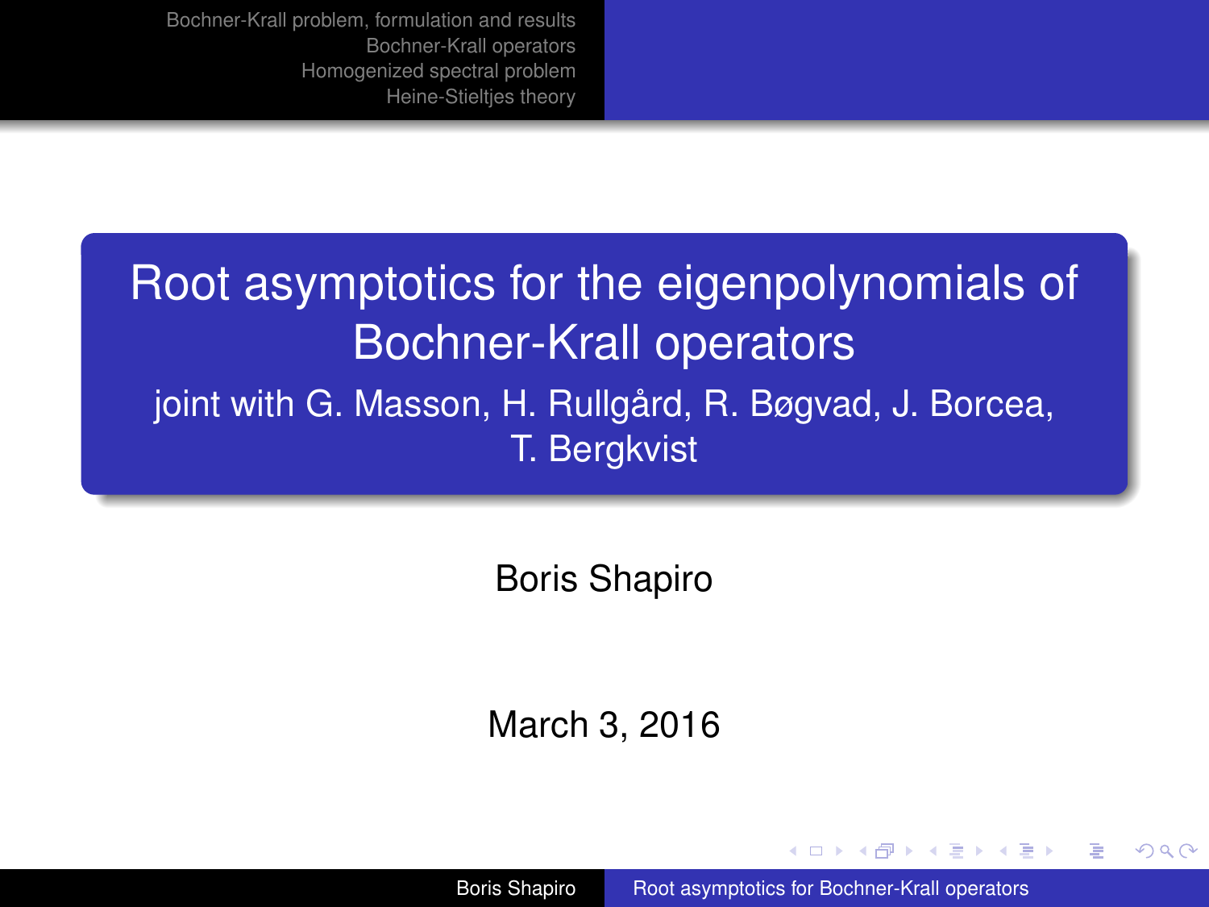# Root asymptotics for the eigenpolynomials of Bochner-Krall operators

joint with G. Masson, H. Rullgård, R. Bøgvad, J. Borcea, T. Bergkvist

Boris Shapiro

March 3, 2016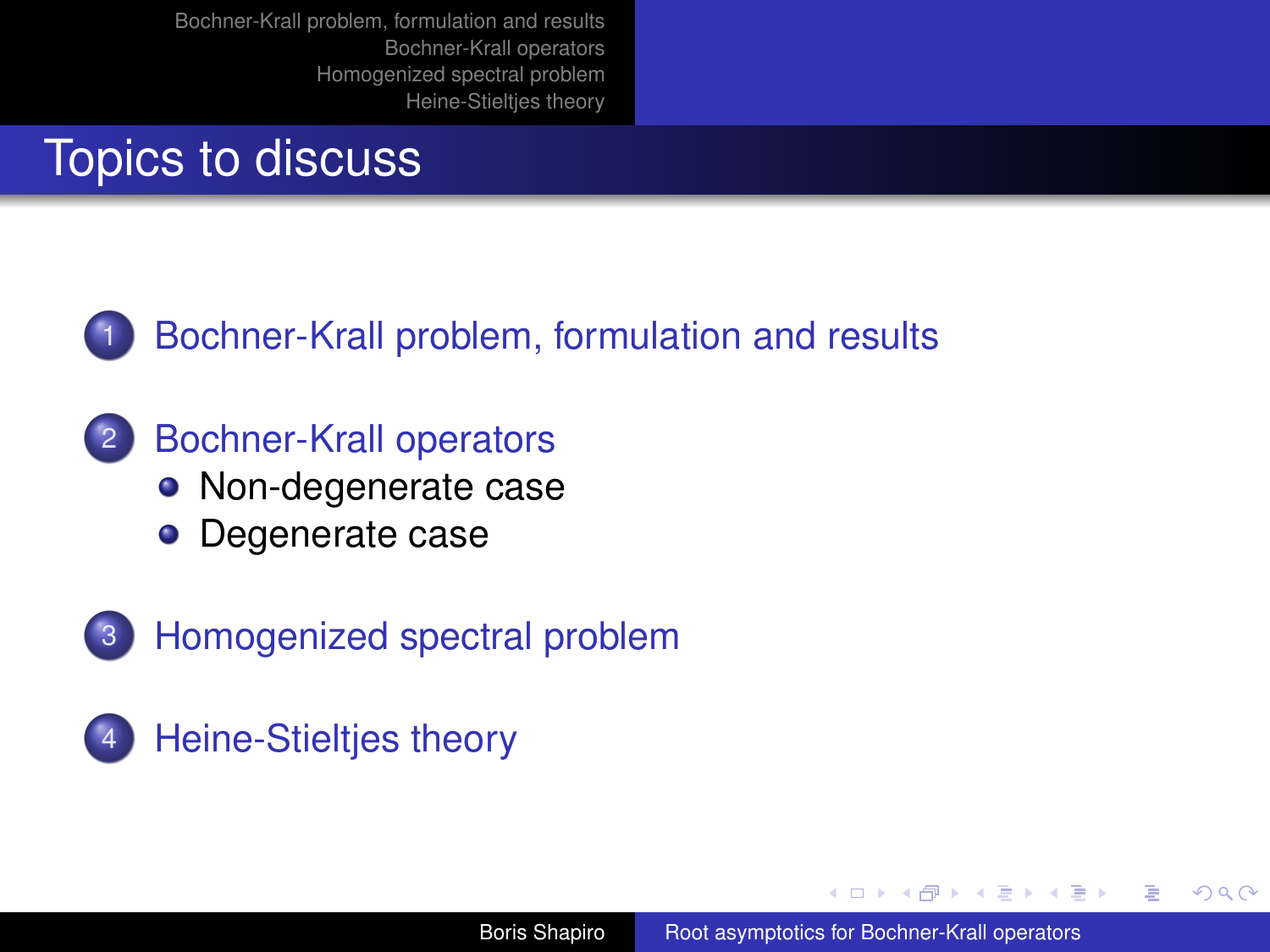# Topics to discuss

1. Bochner-Krall problem, formulation and results
2. Bochner-Krall operators
   - Non-degenerate case
   - Degenerate case
3. Homogenized spectral problem
4. Heine-Stieltjes theory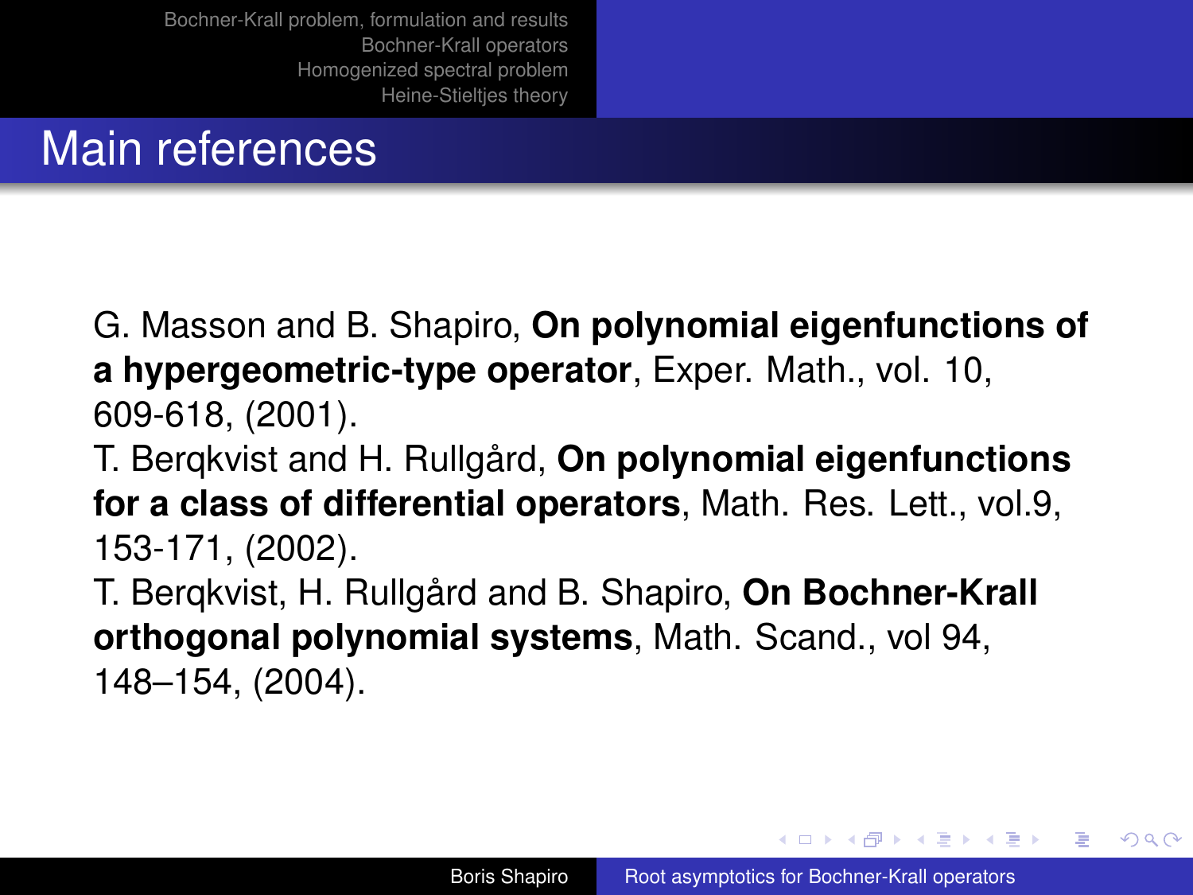# Main references

G. Masson and B. Shapiro, **On polynomial eigenfunctions of a hypergeometric-type operator**, Exper. Math., vol. 10, 609-618, (2001).
T. Berqkvist and H. Rullgård, **On polynomial eigenfunctions for a class of differential operators**, Math. Res. Lett., vol.9, 153-171, (2002).
T. Berqkvist, H. Rullgård and B. Shapiro, **On Bochner-Krall orthogonal polynomial systems**, Math. Scand., vol 94, 148–154, (2004).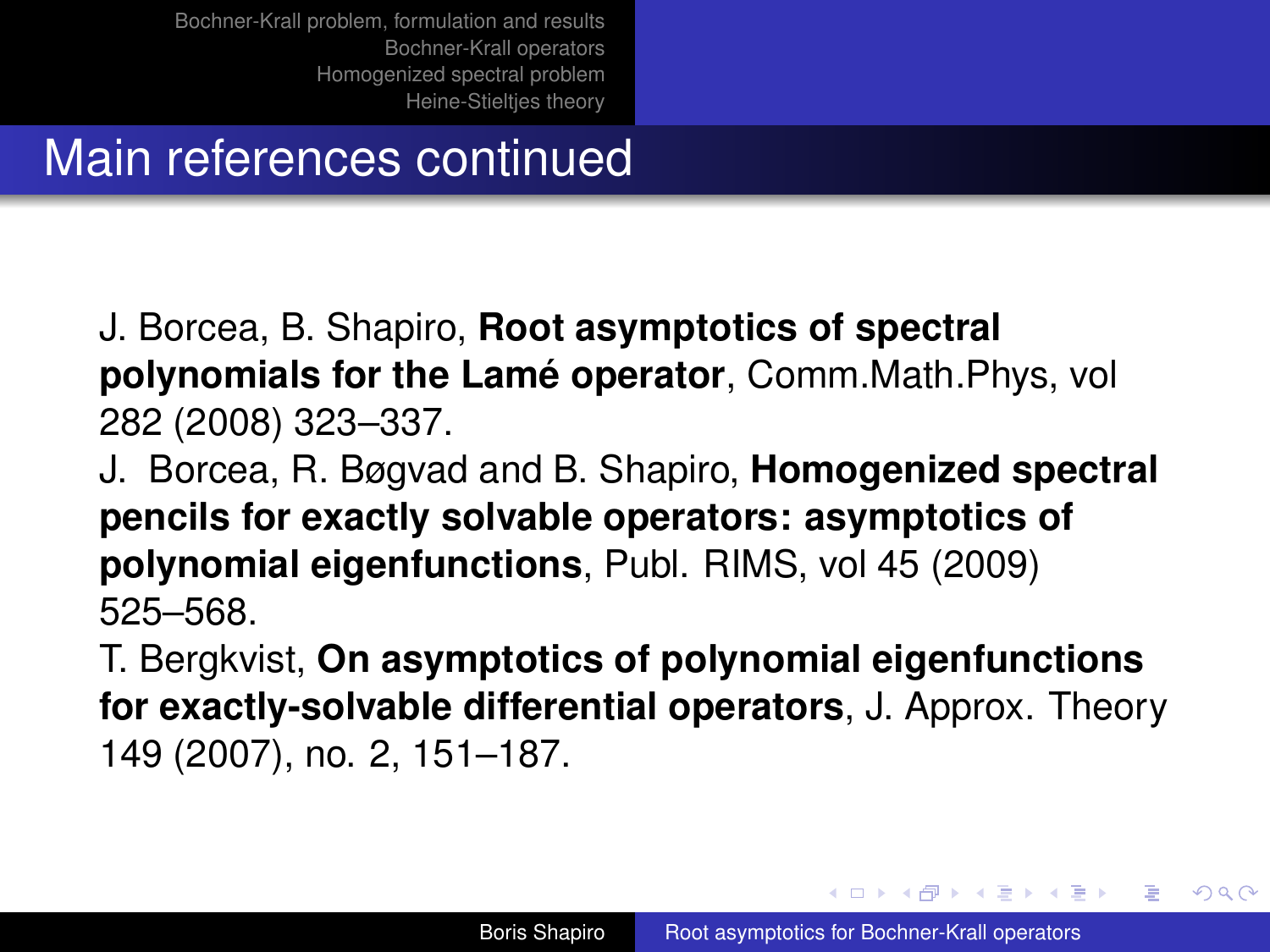## Main references continued

J. Borcea, B. Shapiro, **Root asymptotics of spectral polynomials for the Lamé operator**, Comm.Math.Phys, vol 282 (2008) 323–337.

J. Borcea, R. Bøgvad and B. Shapiro, **Homogenized spectral pencils for exactly solvable operators: asymptotics of polynomial eigenfunctions**, Publ. RIMS, vol 45 (2009) 525–568.

T. Bergkvist, **On asymptotics of polynomial eigenfunctions for exactly-solvable differential operators**, J. Approx. Theory 149 (2007), no. 2, 151–187.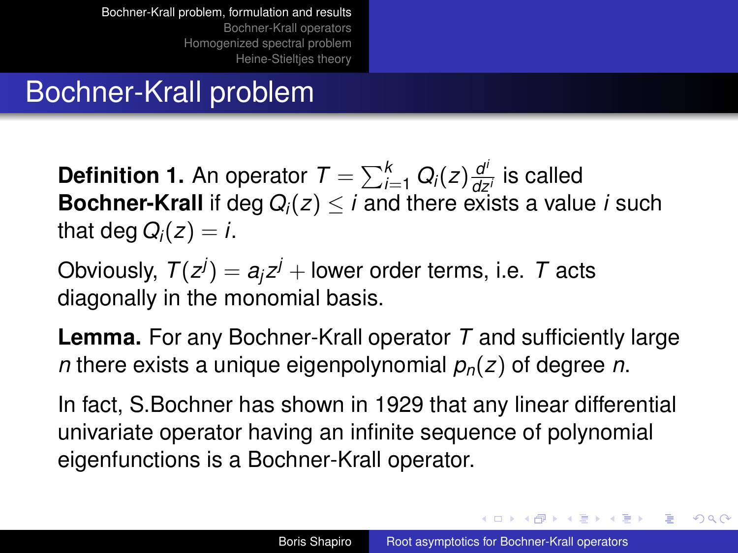# Bochner-Krall problem

**Definition 1.** An operator $T = \sum_{i=1}^{k} Q_i(z) \frac{d^i}{dz^i}$ is called **Bochner-Krall** if $\deg Q_i(z) \leq i$ and there exists a value $i$ such that $\deg Q_i(z) = i$.

Obviously, $T(z^j) = a_j z^j +$ lower order terms, i.e. $T$ acts diagonally in the monomial basis.

**Lemma.** For any Bochner-Krall operator $T$ and sufficiently large $n$ there exists a unique eigenpolynomial $p_n(z)$ of degree $n$.

In fact, S.Bochner has shown in 1929 that any linear differential univariate operator having an infinite sequence of polynomial eigenfunctions is a Bochner-Krall operator.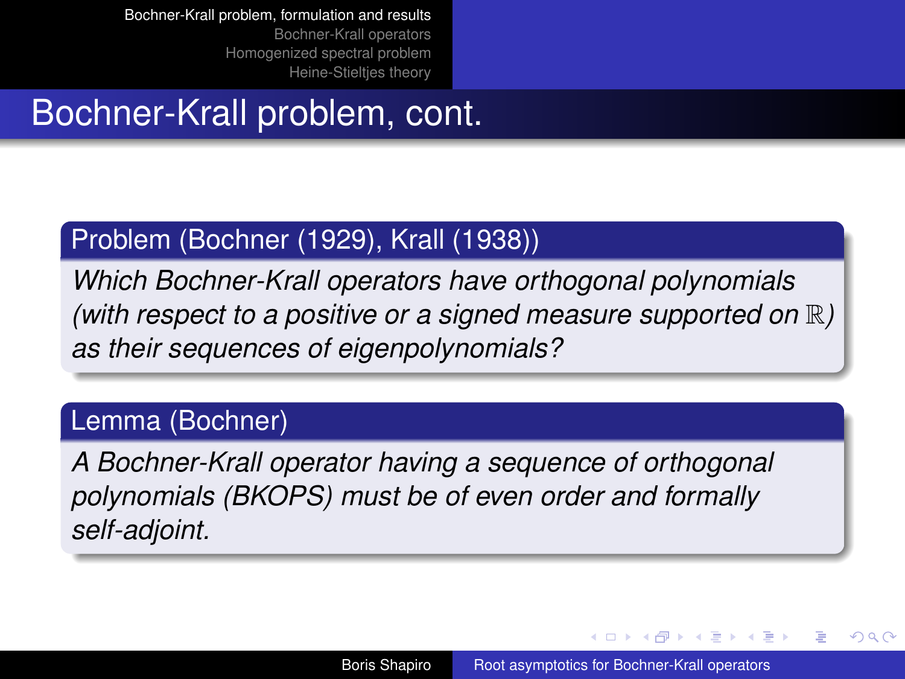# Bochner-Krall problem, cont.

**Problem (Bochner (1929), Krall (1938))**

*Which Bochner-Krall operators have orthogonal polynomials (with respect to a positive or a signed measure supported on $\mathbb{R}$) as their sequences of eigenpolynomials?*

**Lemma (Bochner)**

*A Bochner-Krall operator having a sequence of orthogonal polynomials (BKOPS) must be of even order and formally self-adjoint.*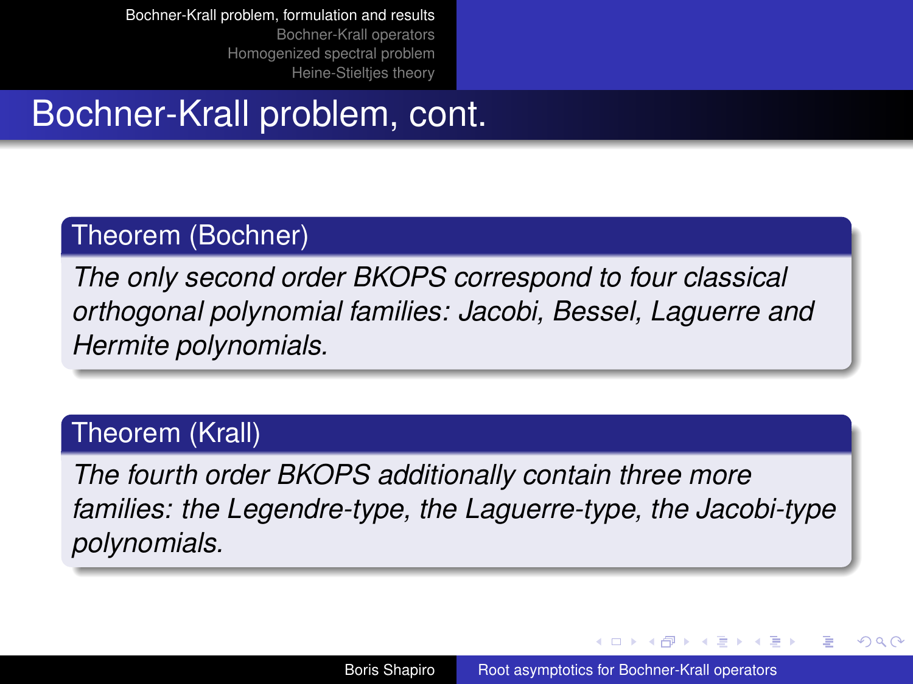# Bochner-Krall problem, cont.

**Theorem (Bochner)**

*The only second order BKOPS correspond to four classical orthogonal polynomial families: Jacobi, Bessel, Laguerre and Hermite polynomials.*

**Theorem (Krall)**

*The fourth order BKOPS additionally contain three more families: the Legendre-type, the Laguerre-type, the Jacobi-type polynomials.*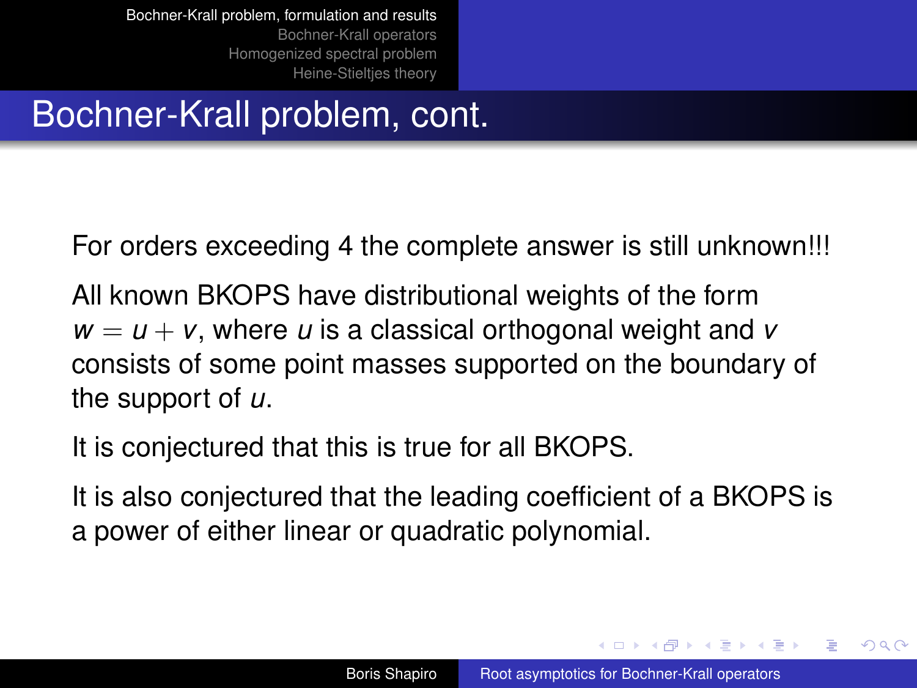# Bochner-Krall problem, cont.

For orders exceeding 4 the complete answer is still unknown!!!

All known BKOPS have distributional weights of the form $w = u + v$, where $u$ is a classical orthogonal weight and $v$ consists of some point masses supported on the boundary of the support of $u$.

It is conjectured that this is true for all BKOPS.

It is also conjectured that the leading coefficient of a BKOPS is a power of either linear or quadratic polynomial.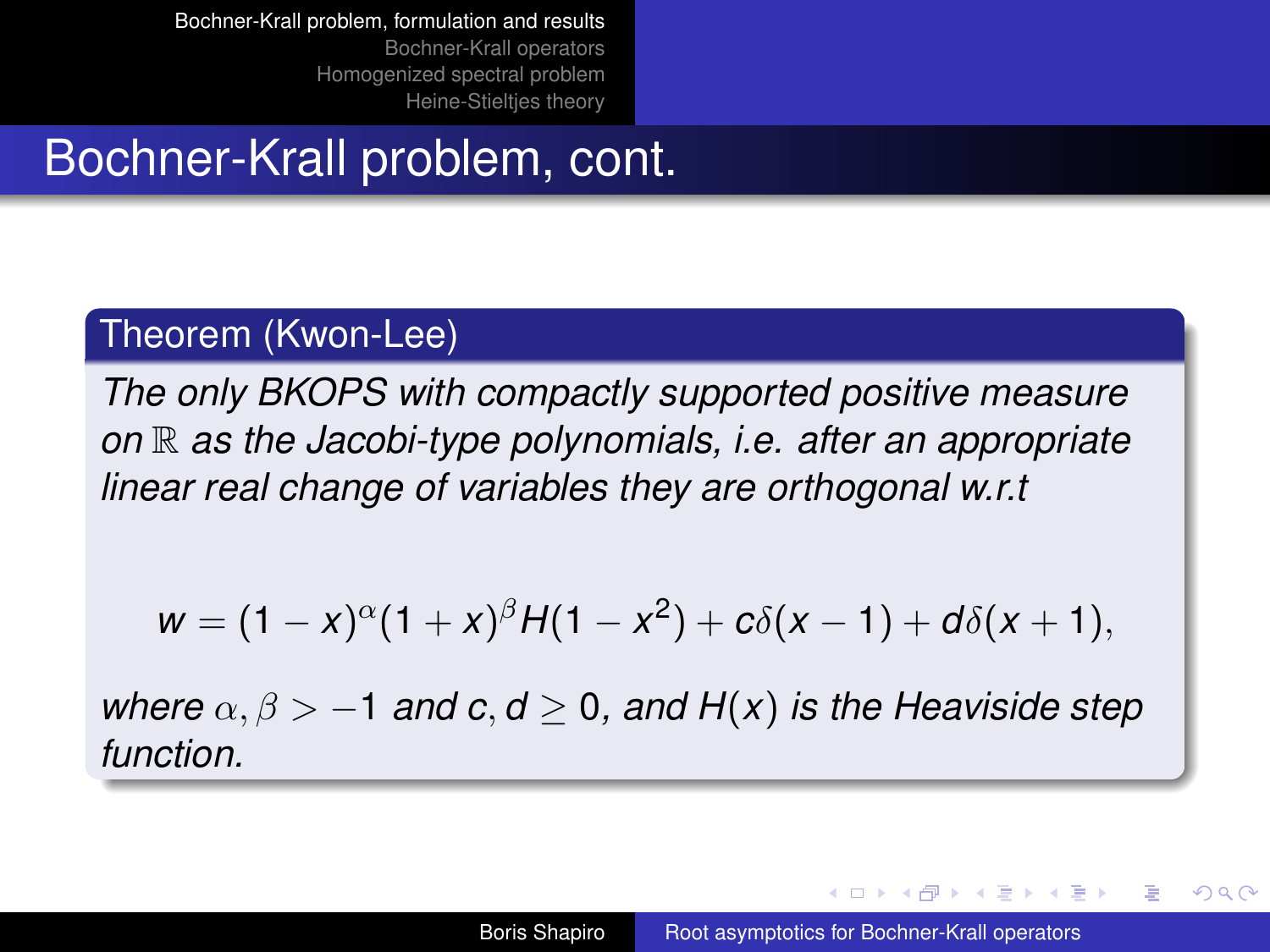# Bochner-Krall problem, cont.

**Theorem (Kwon-Lee)**

*The only BKOPS with compactly supported positive measure on $\mathbb{R}$ as the Jacobi-type polynomials, i.e. after an appropriate linear real change of variables they are orthogonal w.r.t*

$$w = (1-x)^{\alpha}(1+x)^{\beta}H(1-x^2) + c\delta(x-1) + d\delta(x+1),$$

*where $\alpha, \beta > -1$ and $c, d \geq 0$, and $H(x)$ is the Heaviside step function.*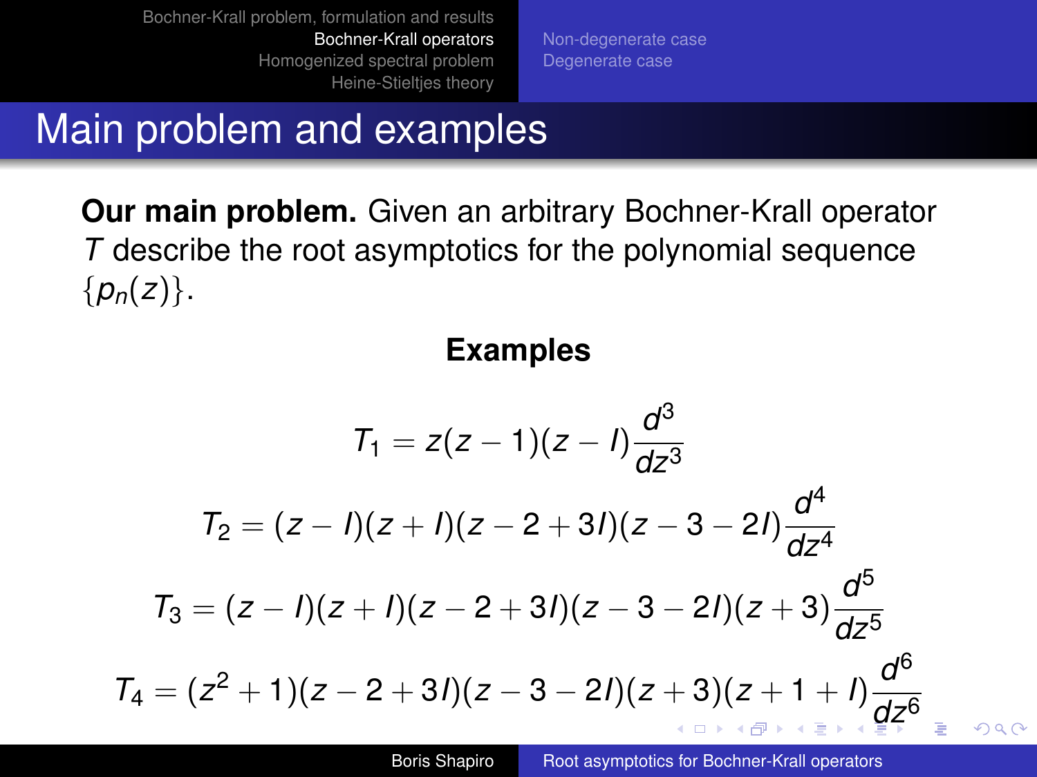# Main problem and examples

**Our main problem.** Given an arbitrary Bochner-Krall operator $T$ describe the root asymptotics for the polynomial sequence $\{p_n(z)\}$.

**Examples**

$$T_1 = z(z-1)(z-I)\frac{d^3}{dz^3}$$

$$T_2 = (z-I)(z+I)(z-2+3I)(z-3-2I)\frac{d^4}{dz^4}$$

$$T_3 = (z-I)(z+I)(z-2+3I)(z-3-2I)(z+3)\frac{d^5}{dz^5}$$

$$T_4 = (z^2+1)(z-2+3I)(z-3-2I)(z+3)(z+1+I)\frac{d^6}{dz^6}$$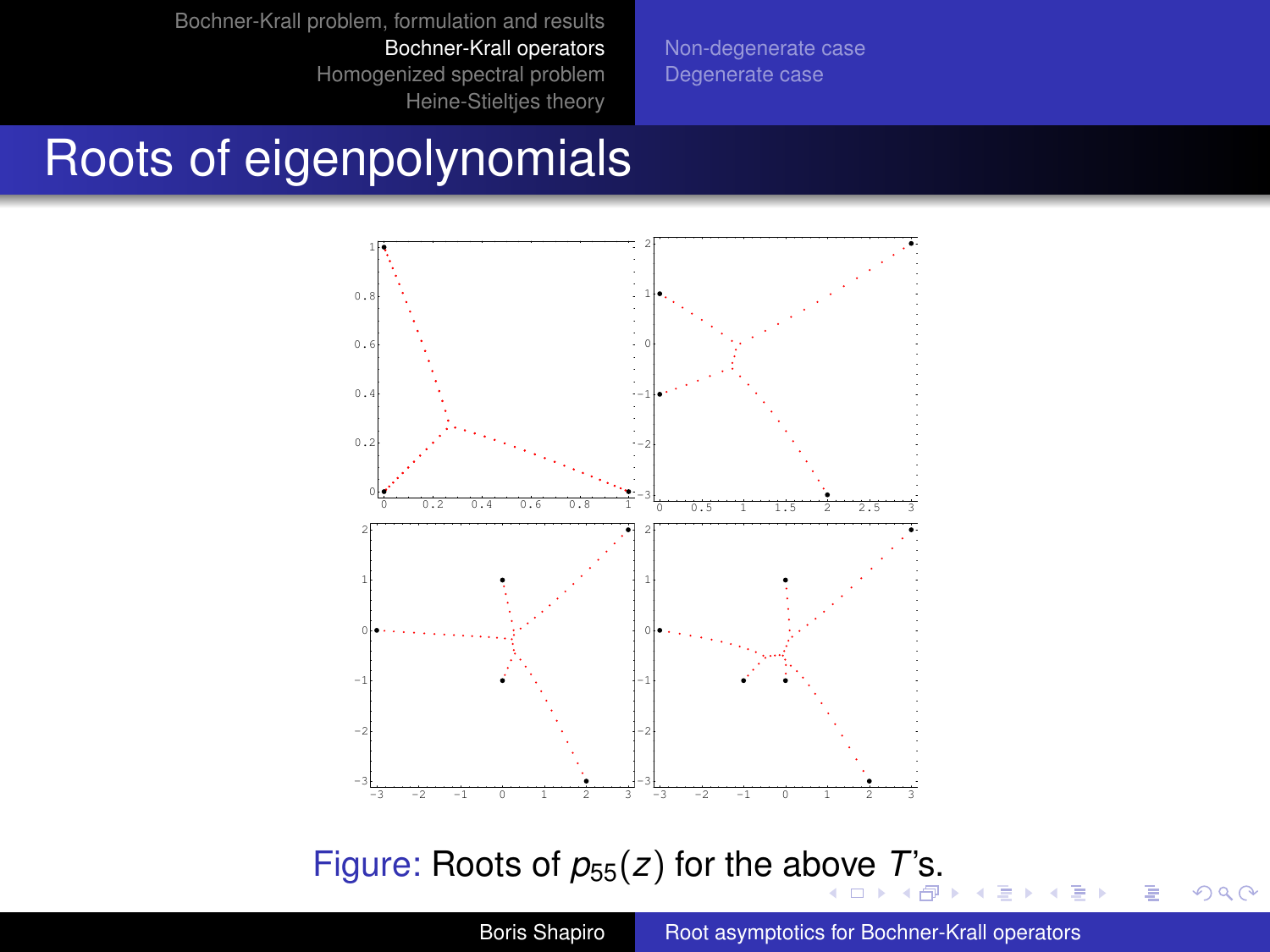# Roots of eigenpolynomials

Figure: Roots of $p_{55}(z)$ for the above $T$'s.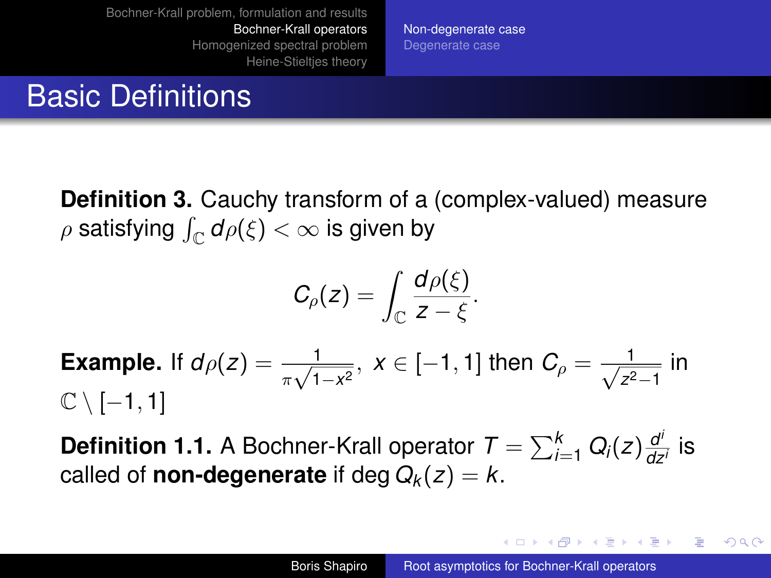# Basic Definitions

**Definition 3.** Cauchy transform of a (complex-valued) measure $\rho$ satisfying $\int_{\mathbb{C}} d\rho(\xi) < \infty$ is given by

$$C_\rho(z) = \int_{\mathbb{C}} \frac{d\rho(\xi)}{z - \xi}.$$

**Example.** If $d\rho(z) = \frac{1}{\pi\sqrt{1-x^2}}$, $x \in [-1, 1]$ then $C_\rho = \frac{1}{\sqrt{z^2-1}}$ in $\mathbb{C} \setminus [-1, 1]$

**Definition 1.1.** A Bochner-Krall operator $T = \sum_{i=1}^{k} Q_i(z) \frac{d^i}{dz^i}$ is called of **non-degenerate** if $\deg Q_k(z) = k$.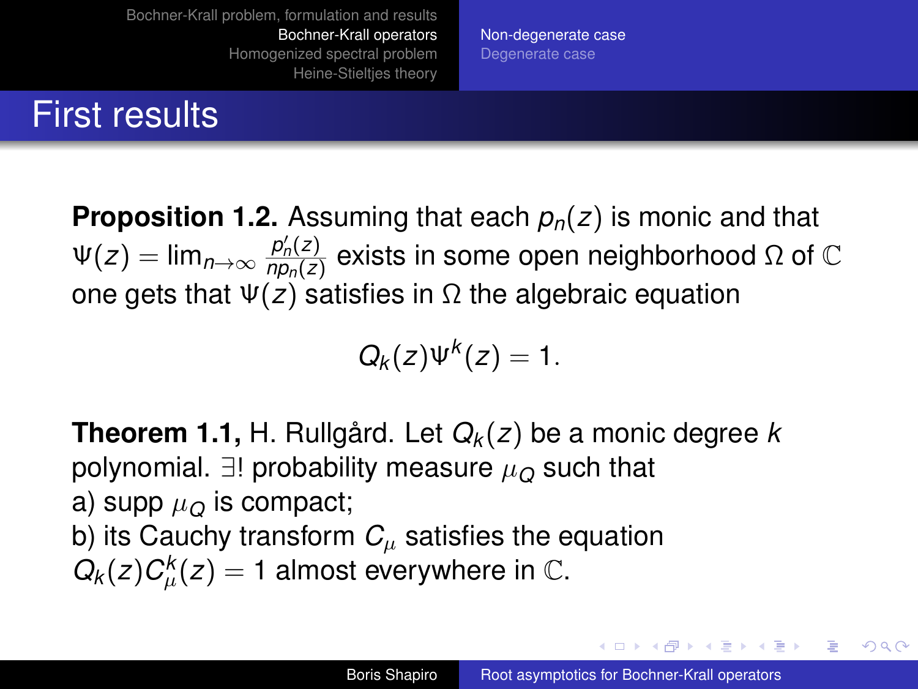# First results

**Proposition 1.2.** Assuming that each $p_n(z)$ is monic and that $\Psi(z) = \lim_{n\to\infty} \frac{p_n'(z)}{np_n(z)}$ exists in some open neighborhood $\Omega$ of $\mathbb{C}$ one gets that $\Psi(z)$ satisfies in $\Omega$ the algebraic equation

$$Q_k(z)\Psi^k(z) = 1.$$

**Theorem 1.1,** H. Rullgård. Let $Q_k(z)$ be a monic degree $k$ polynomial. $\exists!$ probability measure $\mu_Q$ such that
a) supp $\mu_Q$ is compact;
b) its Cauchy transform $C_\mu$ satisfies the equation $Q_k(z)C_\mu^k(z) = 1$ almost everywhere in $\mathbb{C}$.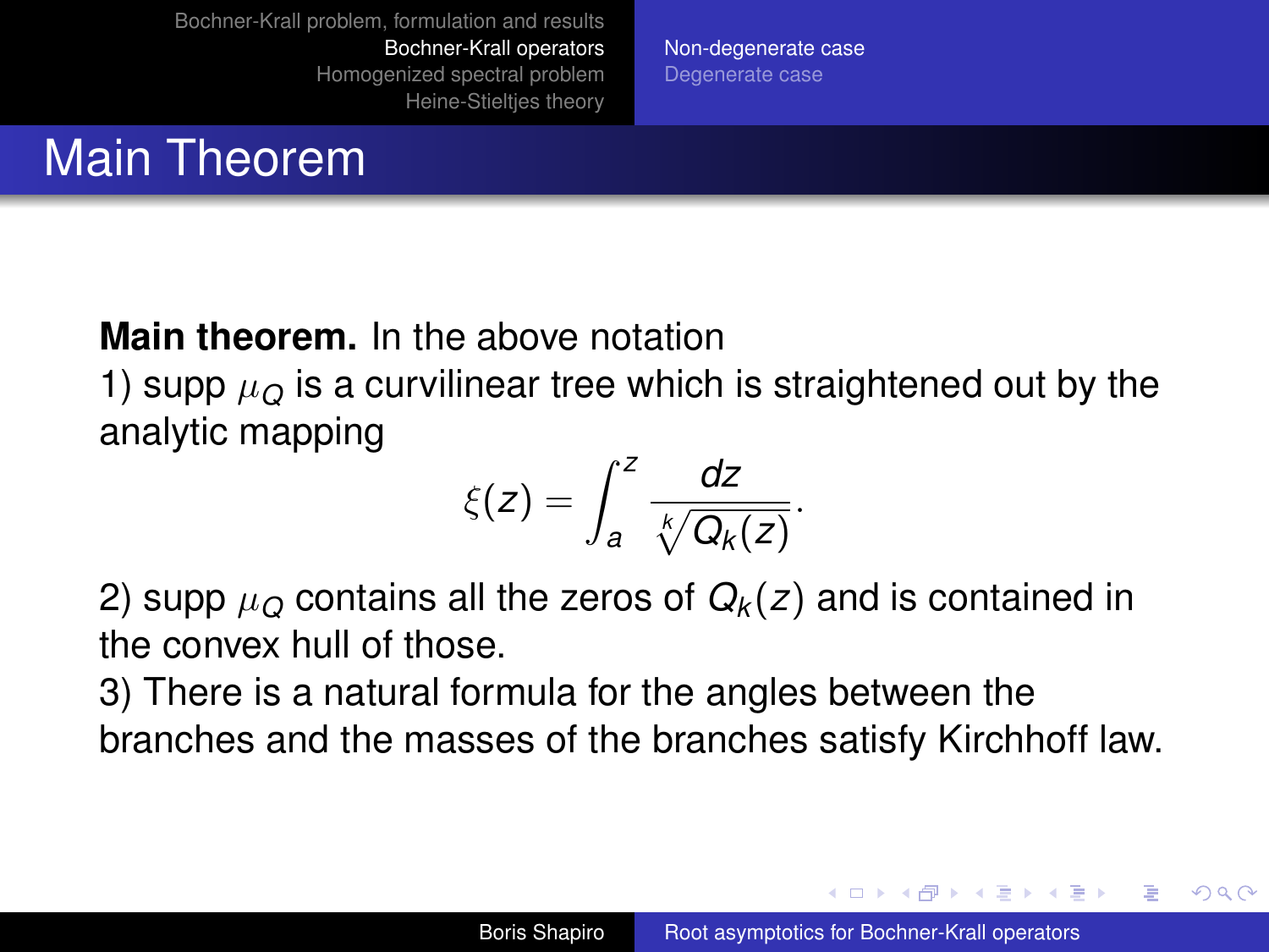# Main Theorem

**Main theorem.** In the above notation

1) supp $\mu_Q$ is a curvilinear tree which is straightened out by the analytic mapping

$$\xi(z) = \int_a^z \frac{dz}{\sqrt[k]{Q_k(z)}}.$$

2) supp $\mu_Q$ contains all the zeros of $Q_k(z)$ and is contained in the convex hull of those.

3) There is a natural formula for the angles between the branches and the masses of the branches satisfy Kirchhoff law.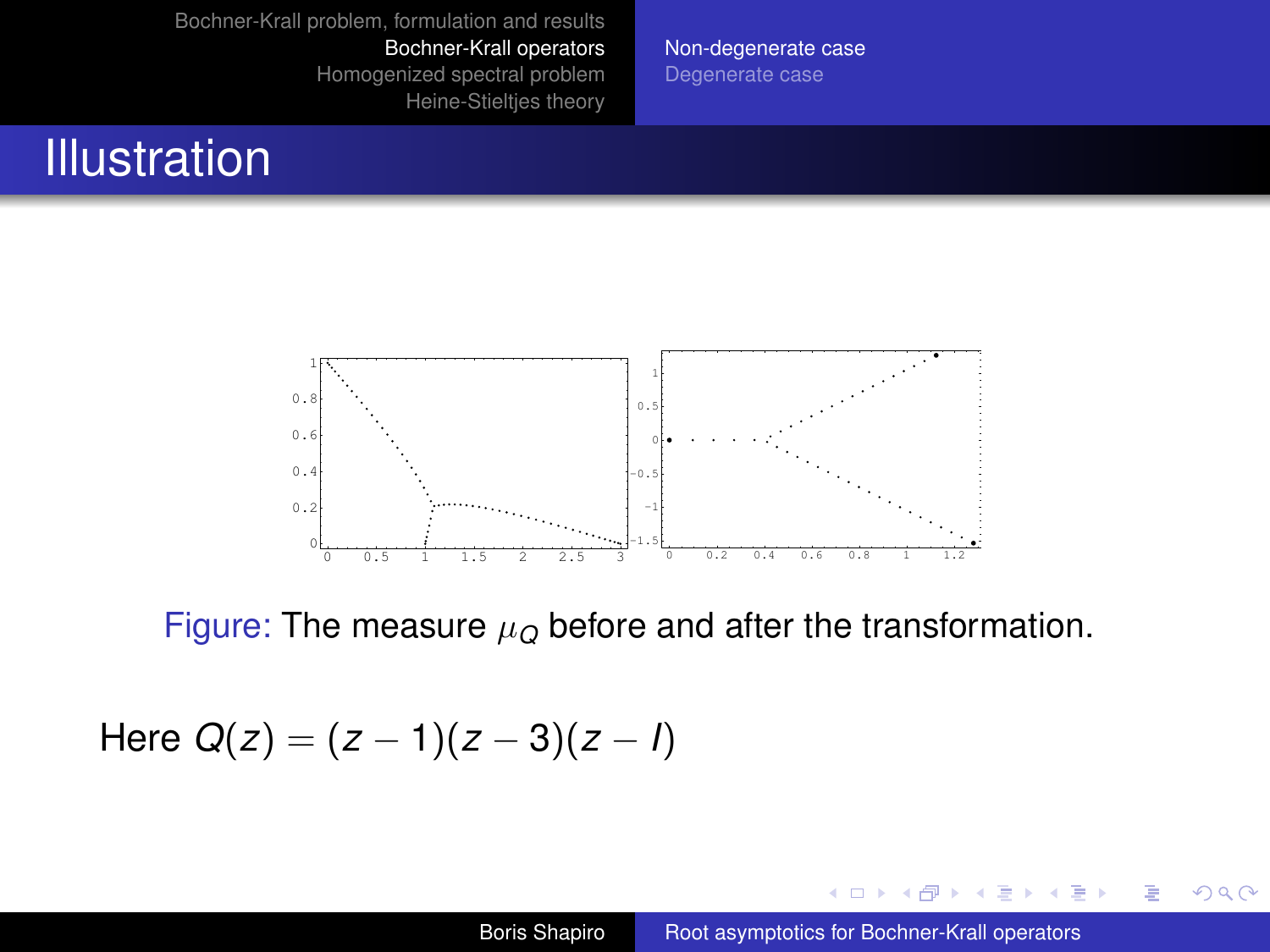# Illustration

Figure: The measure $\mu_Q$ before and after the transformation.

Here $Q(z) = (z-1)(z-3)(z-I)$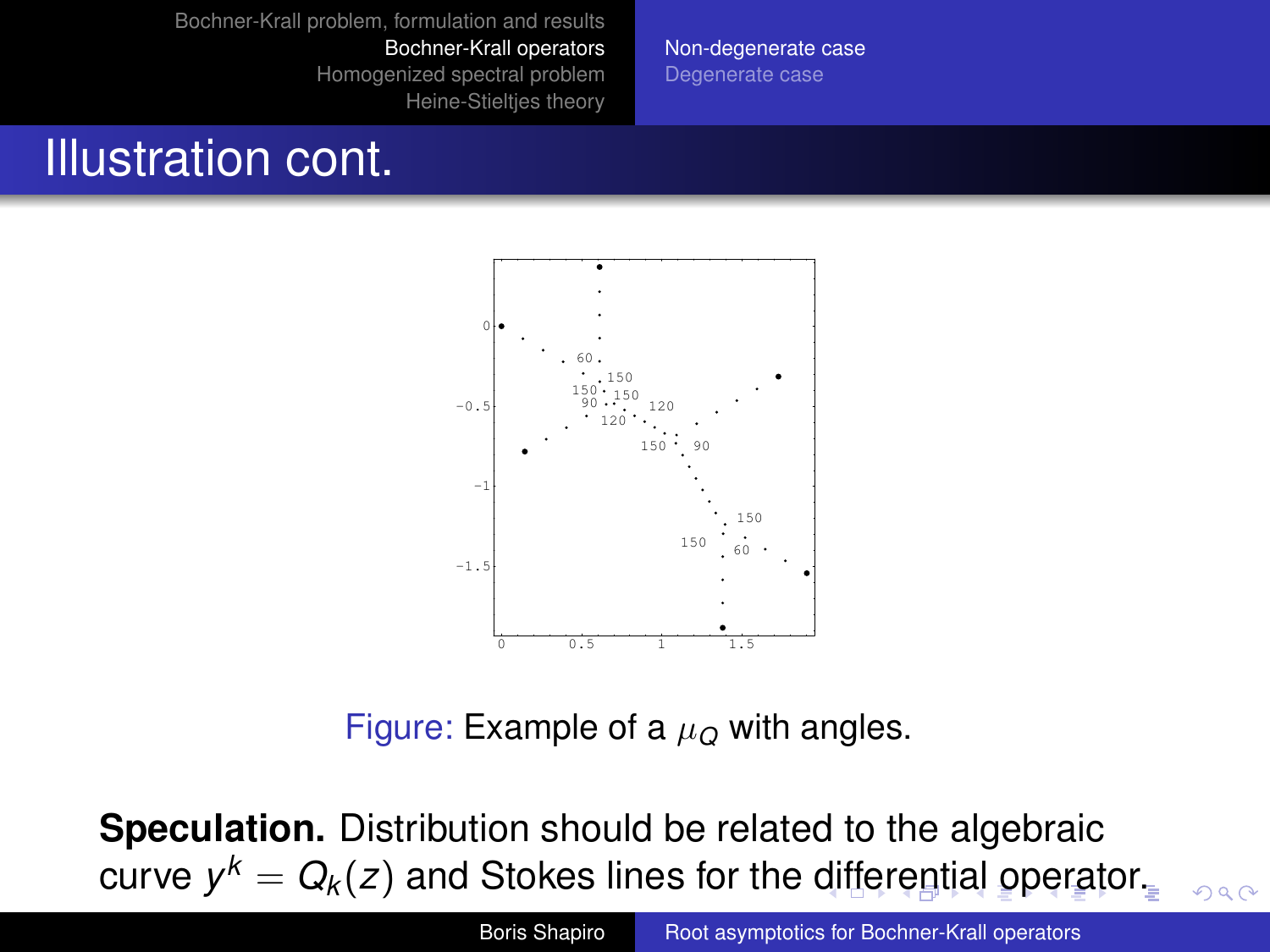# Illustration cont.

Figure: Example of a $\mu_Q$ with angles.

**Speculation.** Distribution should be related to the algebraic curve $y^k = Q_k(z)$ and Stokes lines for the differential operator.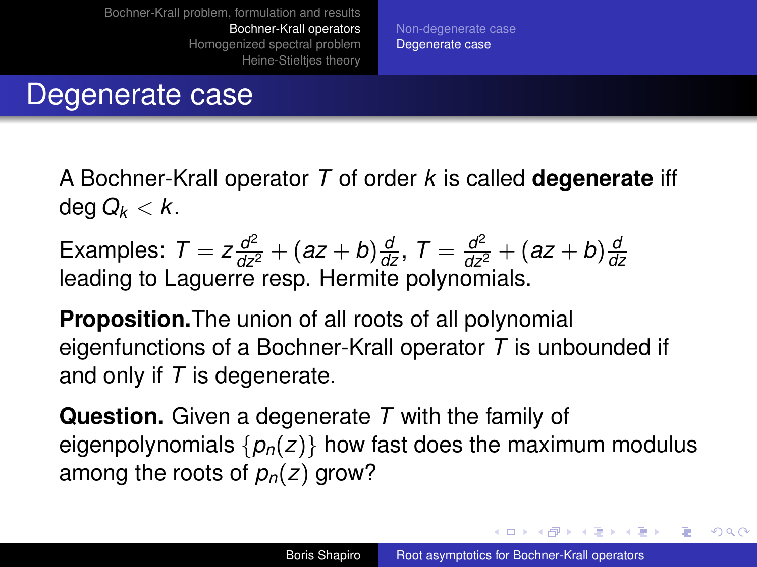# Degenerate case

A Bochner-Krall operator $T$ of order $k$ is called **degenerate** iff $\deg Q_k < k$.

Examples: $T = z\frac{d^2}{dz^2} + (az+b)\frac{d}{dz}$, $T = \frac{d^2}{dz^2} + (az+b)\frac{d}{dz}$ leading to Laguerre resp. Hermite polynomials.

**Proposition.**The union of all roots of all polynomial eigenfunctions of a Bochner-Krall operator $T$ is unbounded if and only if $T$ is degenerate.

**Question.** Given a degenerate $T$ with the family of eigenpolynomials $\{p_n(z)\}$ how fast does the maximum modulus among the roots of $p_n(z)$ grow?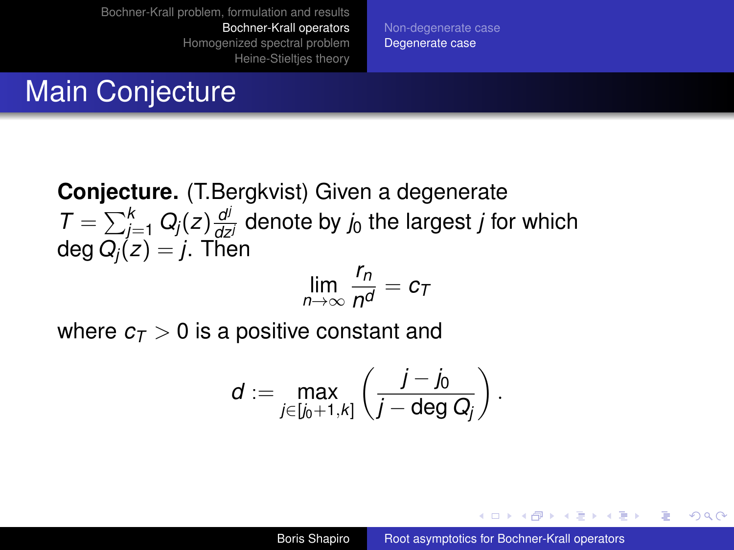# Main Conjecture

**Conjecture.** (T.Bergkvist) Given a degenerate $T = \sum_{j=1}^{k} Q_j(z) \frac{d^j}{dz^j}$ denote by $j_0$ the largest $j$ for which $\deg Q_j(z) = j$. Then

$$\lim_{n \to \infty} \frac{r_n}{n^d} = c_T$$

where $c_T > 0$ is a positive constant and

$$d := \max_{j \in [j_0+1, k]} \left( \frac{j - j_0}{j - \deg Q_j} \right).$$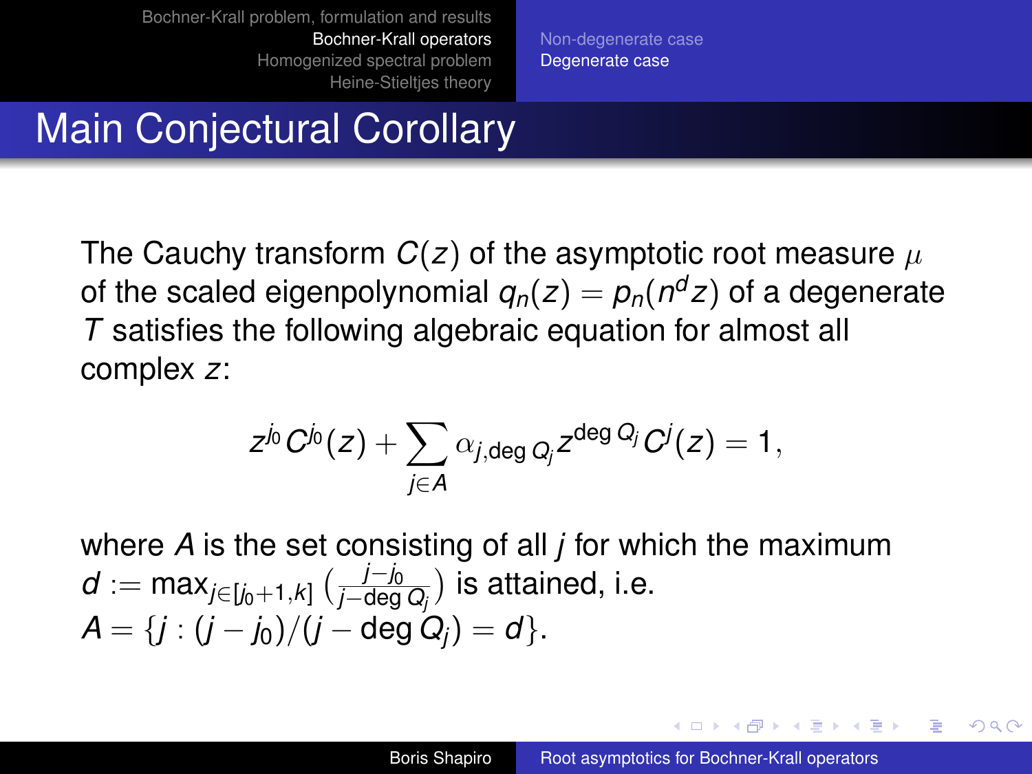# Main Conjectural Corollary

The Cauchy transform $C(z)$ of the asymptotic root measure $\mu$ of the scaled eigenpolynomial $q_n(z) = p_n(n^d z)$ of a degenerate $T$ satisfies the following algebraic equation for almost all complex $z$:

$$z^{j_0} C^{j_0}(z) + \sum_{j \in A} \alpha_{j,\deg Q_j} z^{\deg Q_j} C^j(z) = 1,$$

where $A$ is the set consisting of all $j$ for which the maximum $d := \max_{j \in [j_0+1,k]} \left( \frac{j-j_0}{j-\deg Q_j} \right)$ is attained, i.e. $A = \{ j : (j - j_0)/(j - \deg Q_j) = d \}$.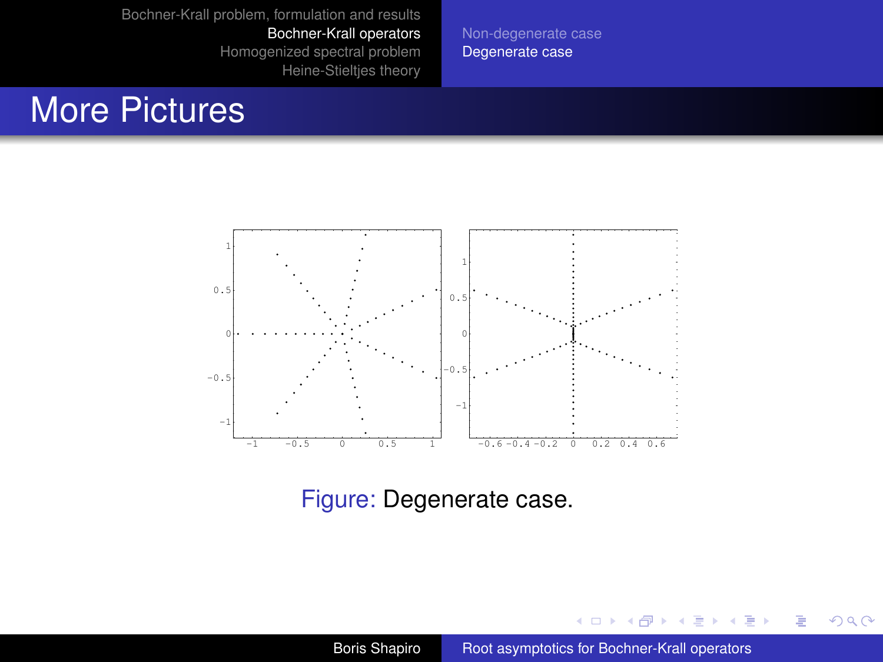# More Pictures

Figure: Degenerate case.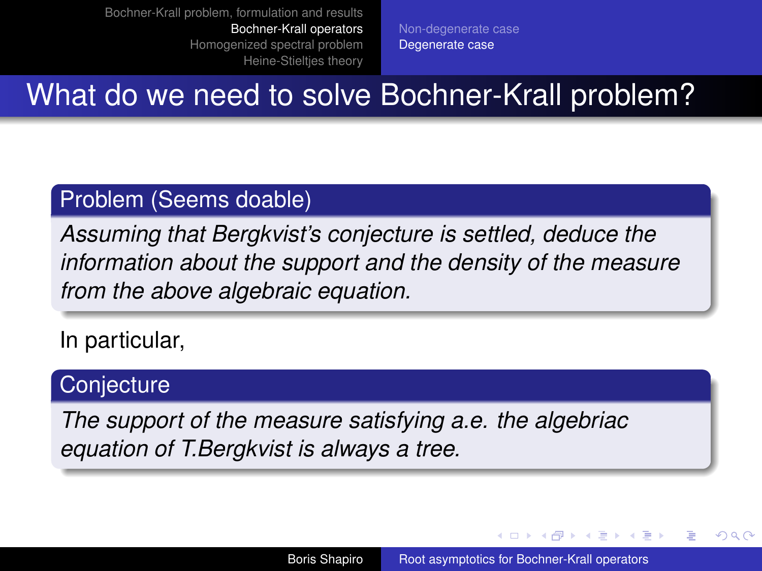# What do we need to solve Bochner-Krall problem?

**Problem (Seems doable)**

*Assuming that Bergkvist's conjecture is settled, deduce the information about the support and the density of the measure from the above algebraic equation.*

In particular,

**Conjecture**

*The support of the measure satisfying a.e. the algebriac equation of T.Bergkvist is always a tree.*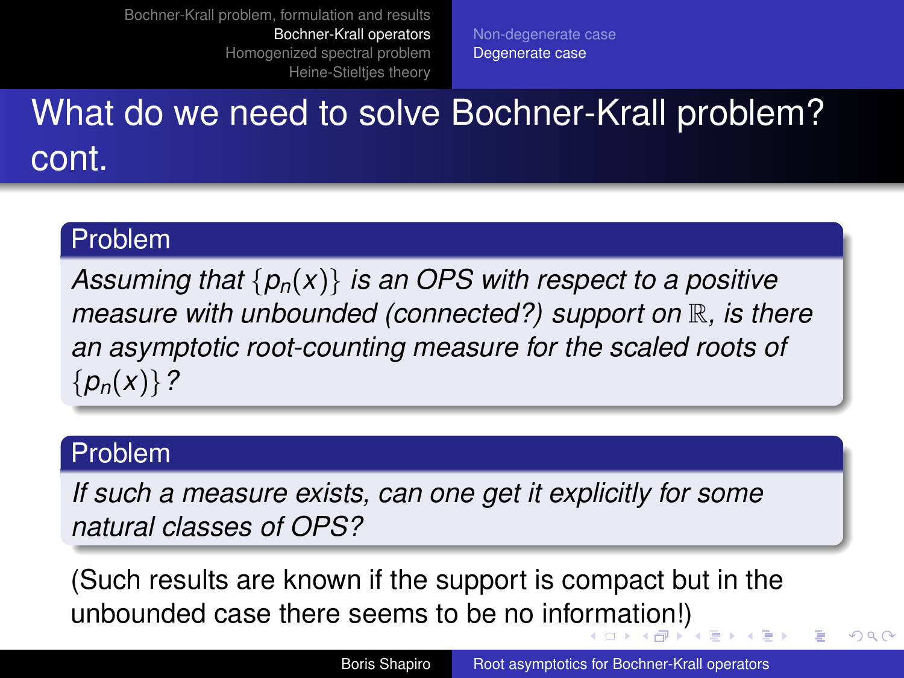# What do we need to solve Bochner-Krall problem? cont.

**Problem**

*Assuming that $\{p_n(x)\}$ is an OPS with respect to a positive measure with unbounded (connected?) support on $\mathbb{R}$, is there an asymptotic root-counting measure for the scaled roots of $\{p_n(x)\}$?*

**Problem**

*If such a measure exists, can one get it explicitly for some natural classes of OPS?*

(Such results are known if the support is compact but in the unbounded case there seems to be no information!)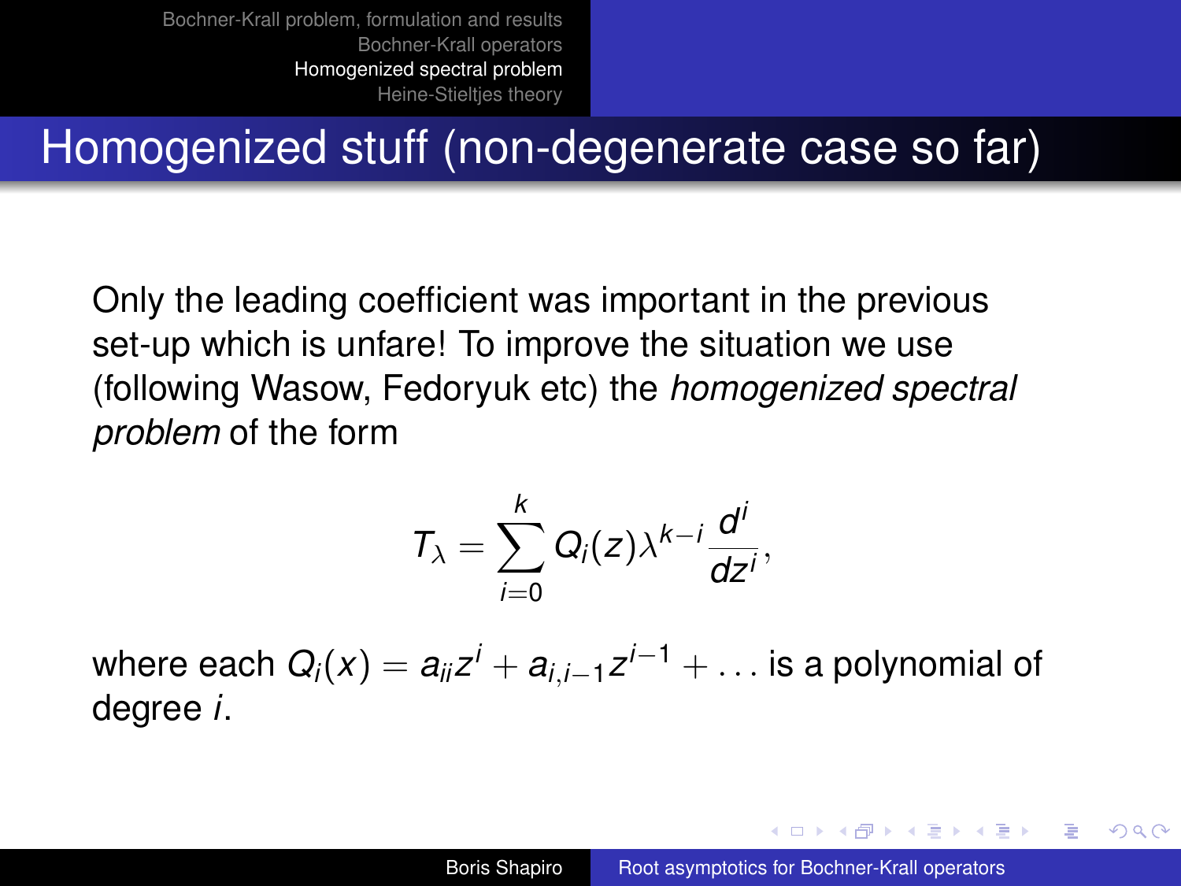# Homogenized stuff (non-degenerate case so far)

Only the leading coefficient was important in the previous set-up which is unfare! To improve the situation we use (following Wasow, Fedoryuk etc) the *homogenized spectral problem* of the form

$$T_\lambda = \sum_{i=0}^{k} Q_i(z)\lambda^{k-i}\frac{d^i}{dz^i},$$

where each $Q_i(x) = a_{ii}z^i + a_{i,i-1}z^{i-1} + \dots$ is a polynomial of degree $i$.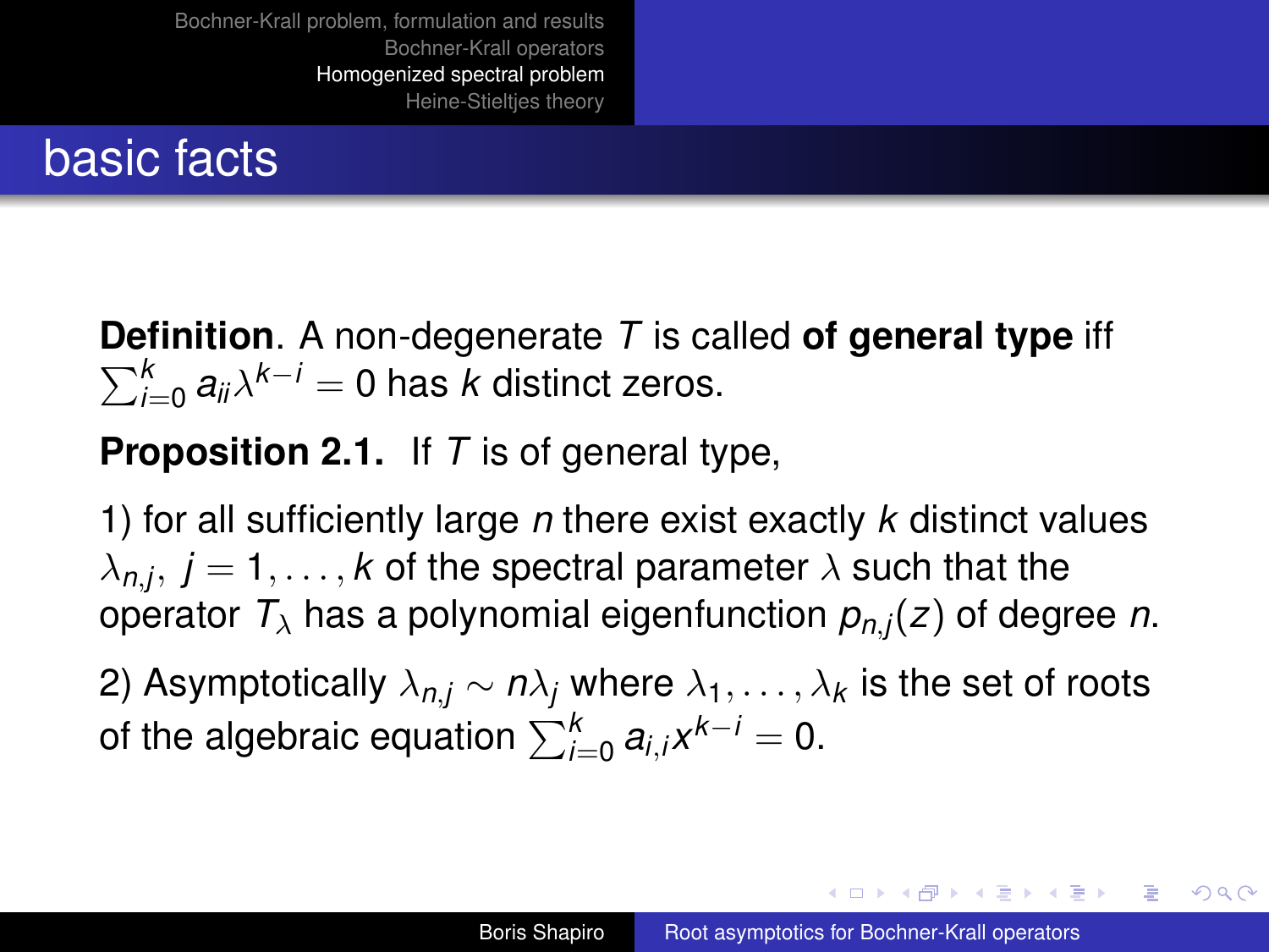## basic facts

**Definition**. A non-degenerate $T$ is called **of general type** iff $\sum_{i=0}^{k} a_{ii}\lambda^{k-i} = 0$ has $k$ distinct zeros.

**Proposition 2.1.** If $T$ is of general type,

1) for all sufficiently large $n$ there exist exactly $k$ distinct values $\lambda_{n,j},\ j = 1, \ldots, k$ of the spectral parameter $\lambda$ such that the operator $T_\lambda$ has a polynomial eigenfunction $p_{n,j}(z)$ of degree $n$.

2) Asymptotically $\lambda_{n,j} \sim n\lambda_j$ where $\lambda_1, \ldots, \lambda_k$ is the set of roots of the algebraic equation $\sum_{i=0}^{k} a_{i,i}x^{k-i} = 0$.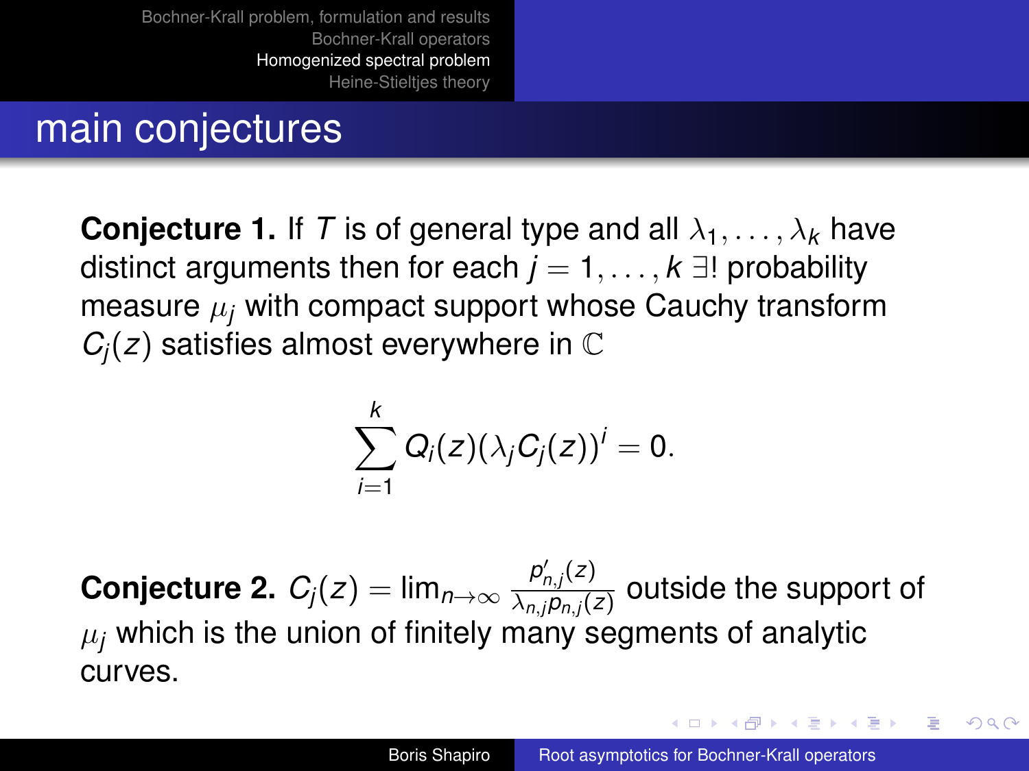## main conjectures

**Conjecture 1.** If $T$ is of general type and all $\lambda_1, \dots, \lambda_k$ have distinct arguments then for each $j = 1, \dots, k$ $\exists!$ probability measure $\mu_j$ with compact support whose Cauchy transform $C_j(z)$ satisfies almost everywhere in $\mathbb{C}$

$$\sum_{i=1}^{k} Q_i(z)(\lambda_j C_j(z))^i = 0.$$

**Conjecture 2.** $C_j(z) = \lim_{n\to\infty} \frac{p'_{n,j}(z)}{\lambda_{n,j} p_{n,j}(z)}$ outside the support of $\mu_j$ which is the union of finitely many segments of analytic curves.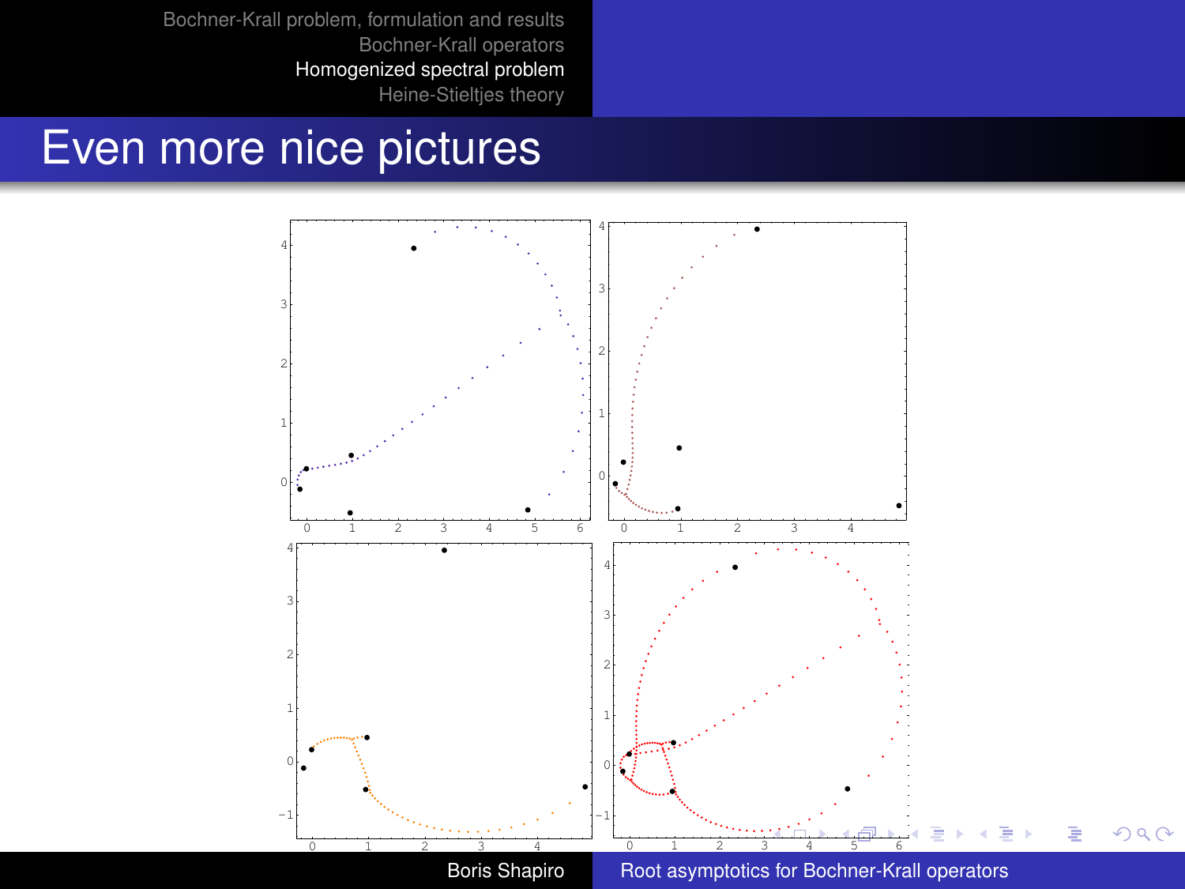# Even more nice pictures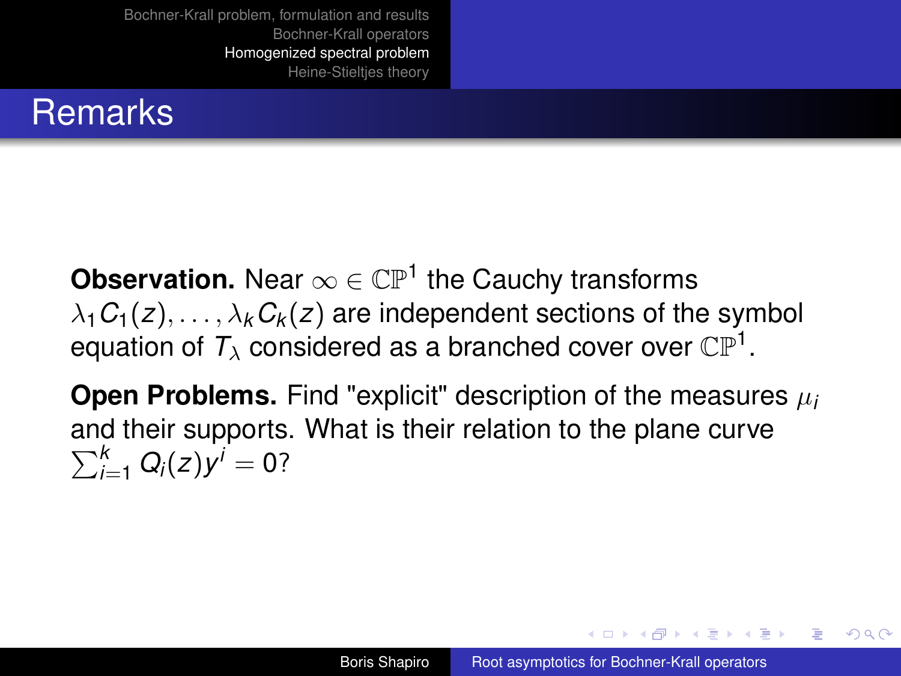# Remarks

**Observation.** Near $\infty \in \mathbb{CP}^1$ the Cauchy transforms $\lambda_1 C_1(z), \ldots, \lambda_k C_k(z)$ are independent sections of the symbol equation of $T_\lambda$ considered as a branched cover over $\mathbb{CP}^1$.

**Open Problems.** Find "explicit" description of the measures $\mu_i$ and their supports. What is their relation to the plane curve $\sum_{i=1}^{k} Q_i(z) y^i = 0$?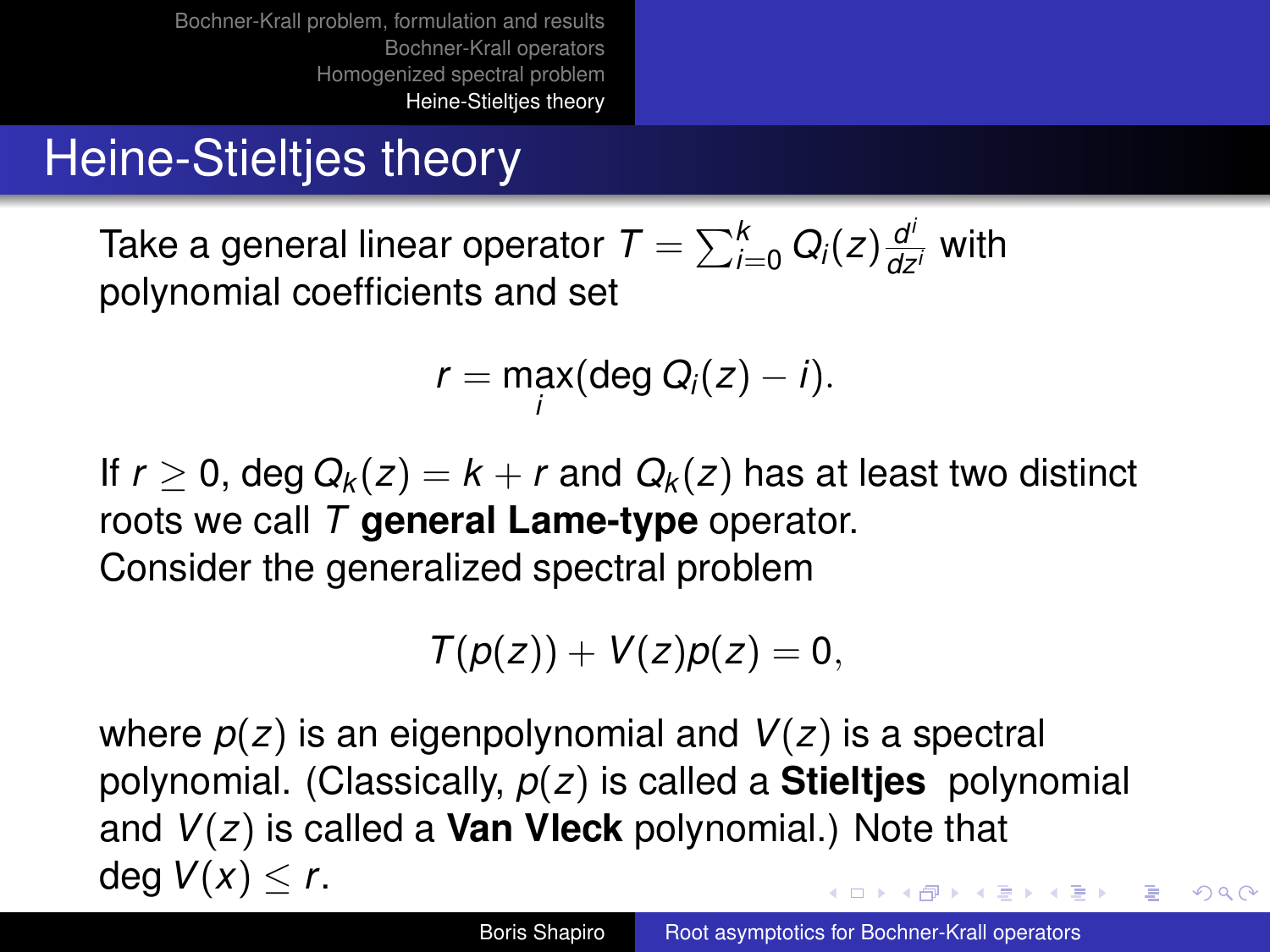# Heine-Stieltjes theory

Take a general linear operator $T = \sum_{i=0}^{k} Q_i(z) \frac{d^i}{dz^i}$ with polynomial coefficients and set

$$r = \max_i (\deg Q_i(z) - i).$$

If $r \geq 0$, $\deg Q_k(z) = k + r$ and $Q_k(z)$ has at least two distinct roots we call $T$ **general Lame-type** operator.
Consider the generalized spectral problem

$$T(p(z)) + V(z)p(z) = 0,$$

where $p(z)$ is an eigenpolynomial and $V(z)$ is a spectral polynomial. (Classically, $p(z)$ is called a **Stieltjes** polynomial and $V(z)$ is called a **Van Vleck** polynomial.) Note that $\deg V(x) \leq r$.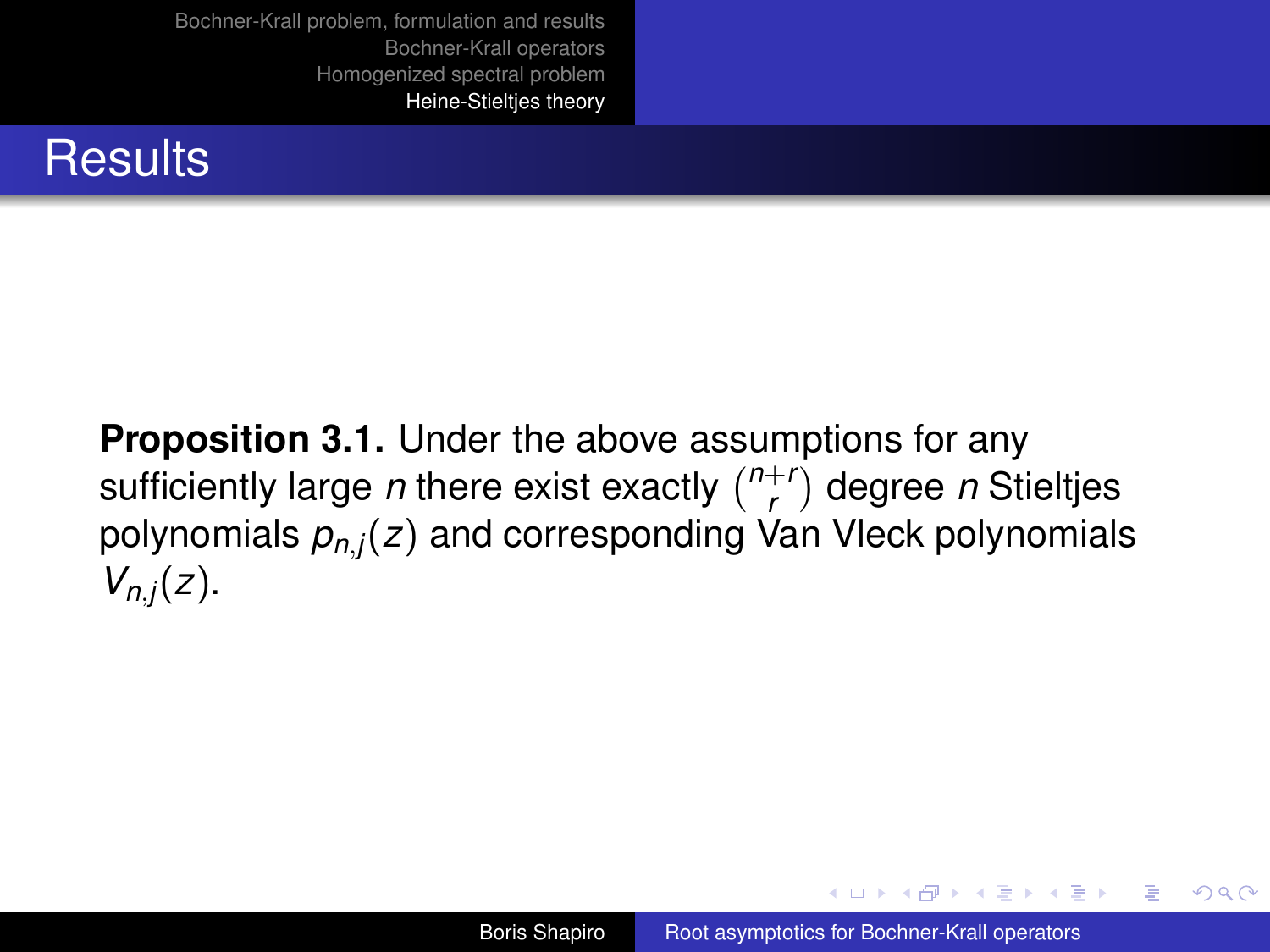## Results

**Proposition 3.1.** Under the above assumptions for any sufficiently large $n$ there exist exactly $\binom{n+r}{r}$ degree $n$ Stieltjes polynomials $p_{n,j}(z)$ and corresponding Van Vleck polynomials $V_{n,j}(z)$.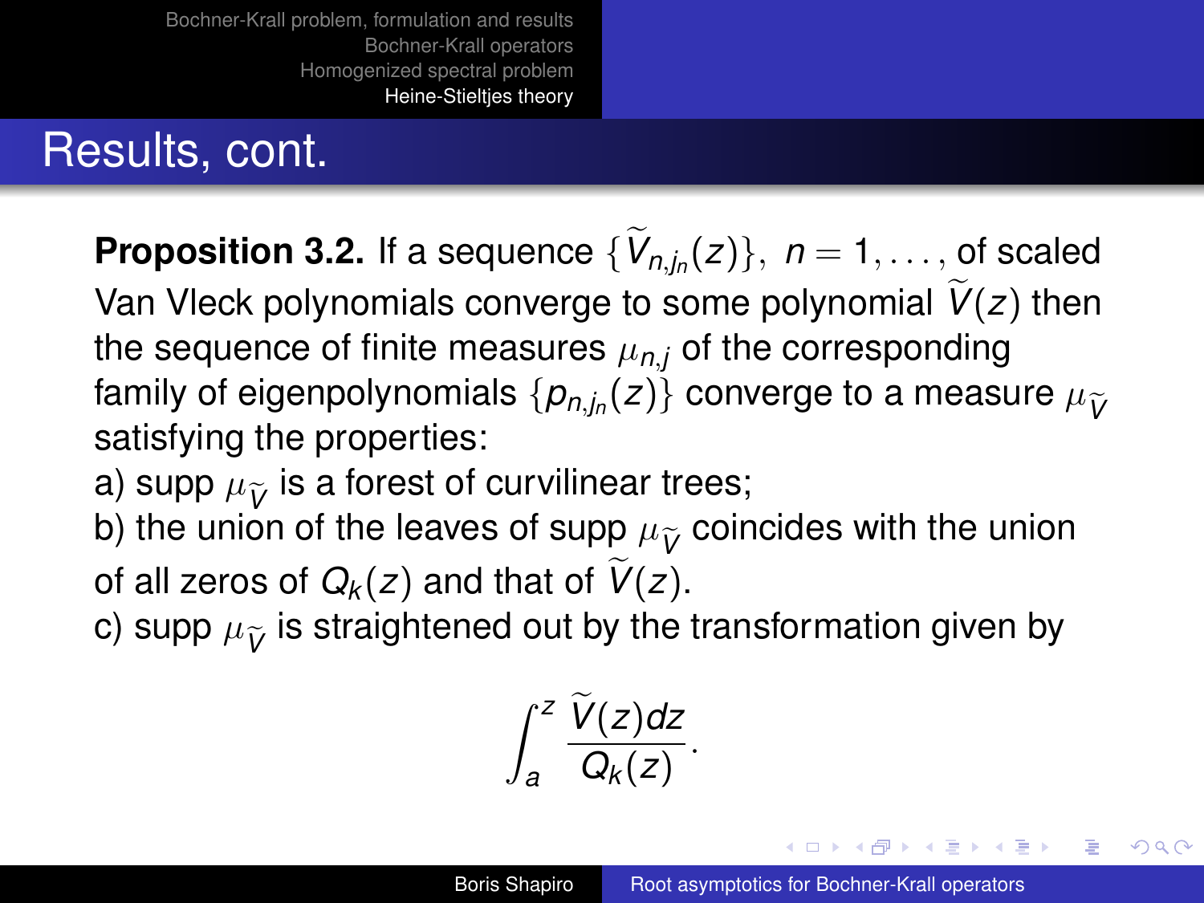## Results, cont.

**Proposition 3.2.** If a sequence $\{\widetilde{V}_{n,j_n}(z)\},\ n = 1, \dots,$ of scaled Van Vleck polynomials converge to some polynomial $\widetilde{V}(z)$ then the sequence of finite measures $\mu_{n,j}$ of the corresponding family of eigenpolynomials $\{p_{n,j_n}(z)\}$ converge to a measure $\mu_{\widetilde{V}}$ satisfying the properties:

a) supp $\mu_{\widetilde{V}}$ is a forest of curvilinear trees;

b) the union of the leaves of supp $\mu_{\widetilde{V}}$ coincides with the union of all zeros of $Q_k(z)$ and that of $\widetilde{V}(z)$.

c) supp $\mu_{\widetilde{V}}$ is straightened out by the transformation given by

$$\int_a^z \frac{\widetilde{V}(z)dz}{Q_k(z)}.$$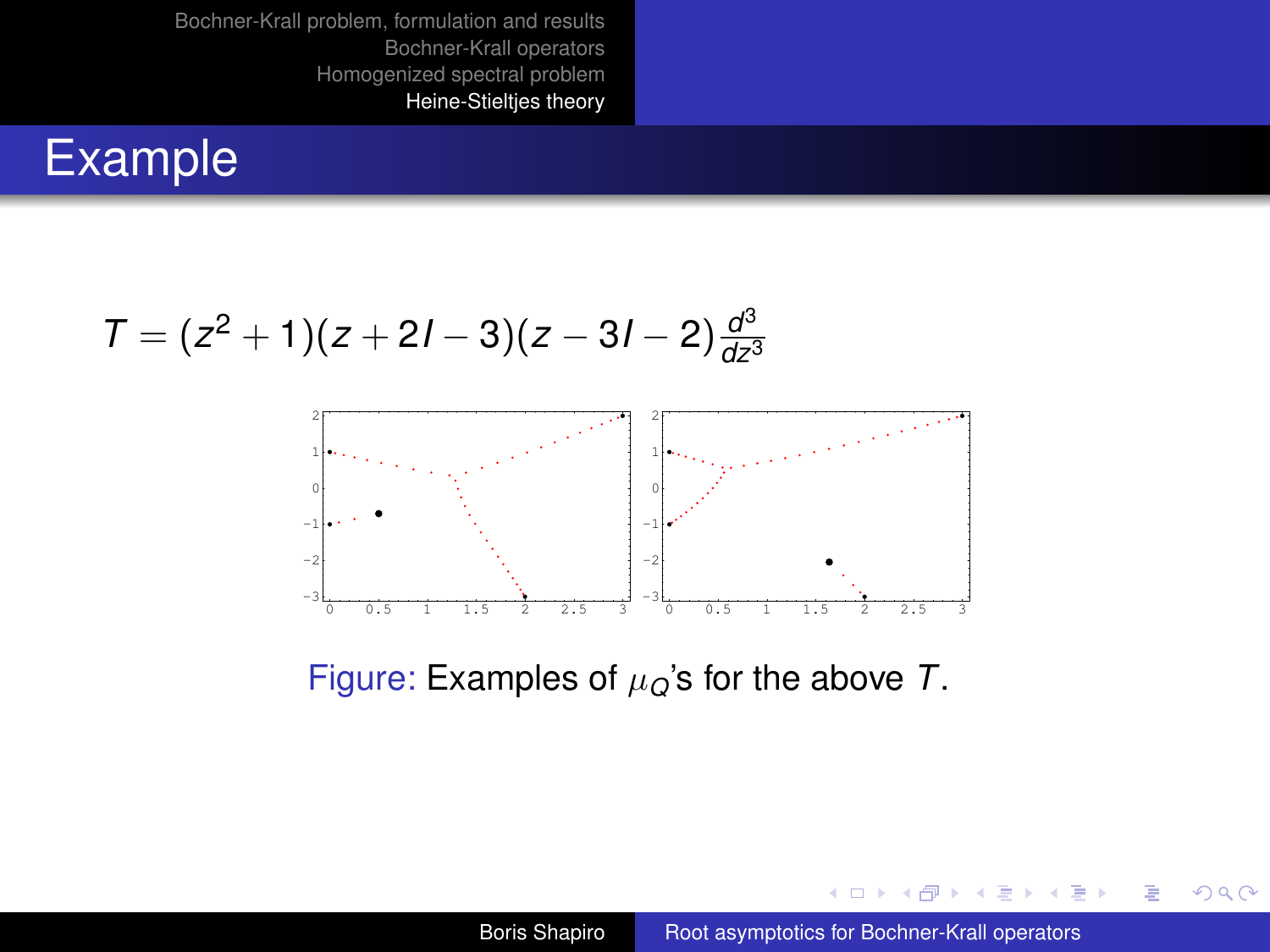# Example

$$T = (z^2 + 1)(z + 2I - 3)(z - 3I - 2)\frac{d^3}{dz^3}$$

Figure: Examples of $\mu_Q$'s for the above $T$.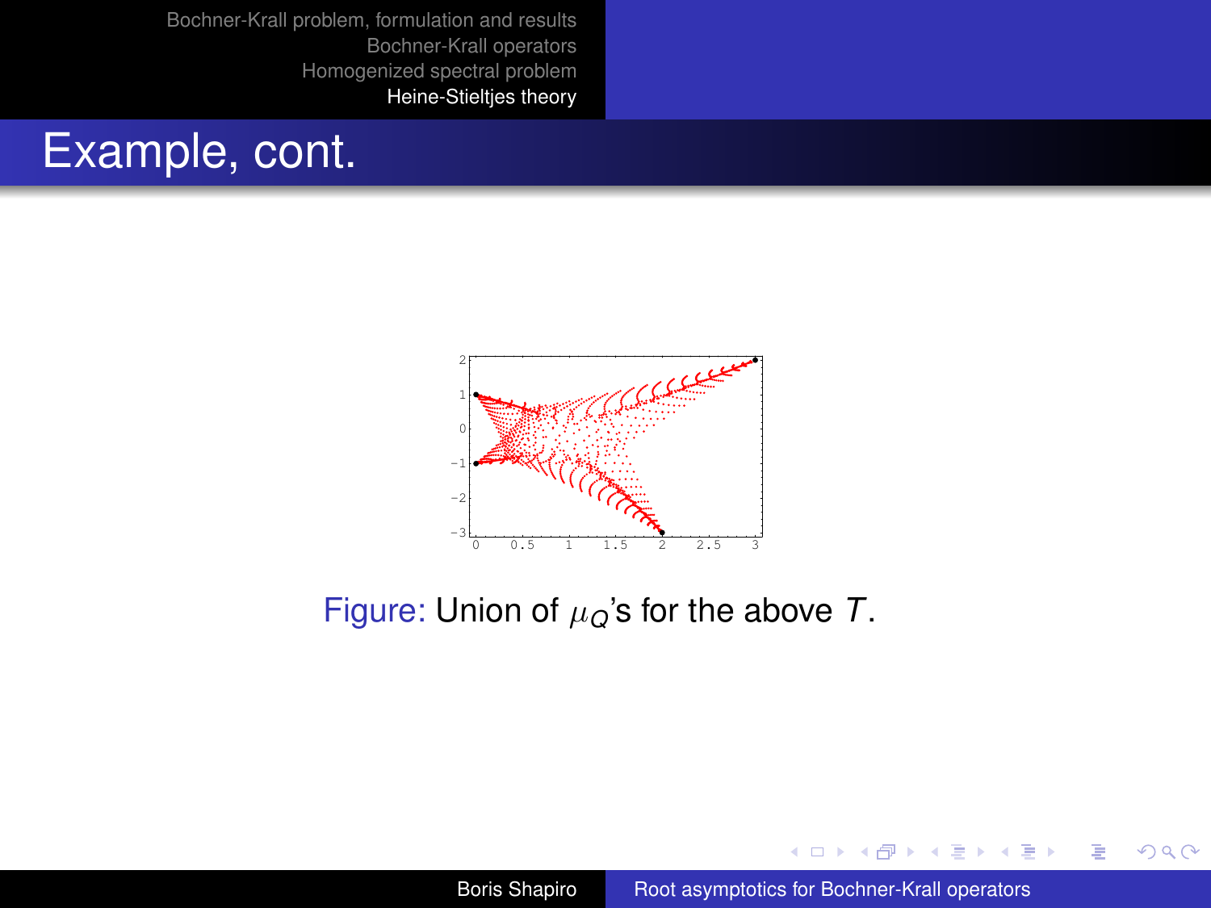## Example, cont.

Figure: Union of $\mu_Q$'s for the above $T$.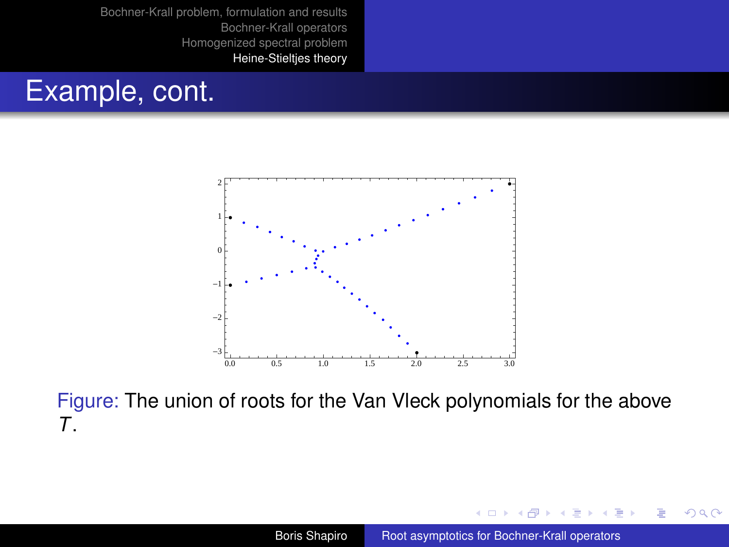# Example, cont.

Figure: The union of roots for the Van Vleck polynomials for the above $T$.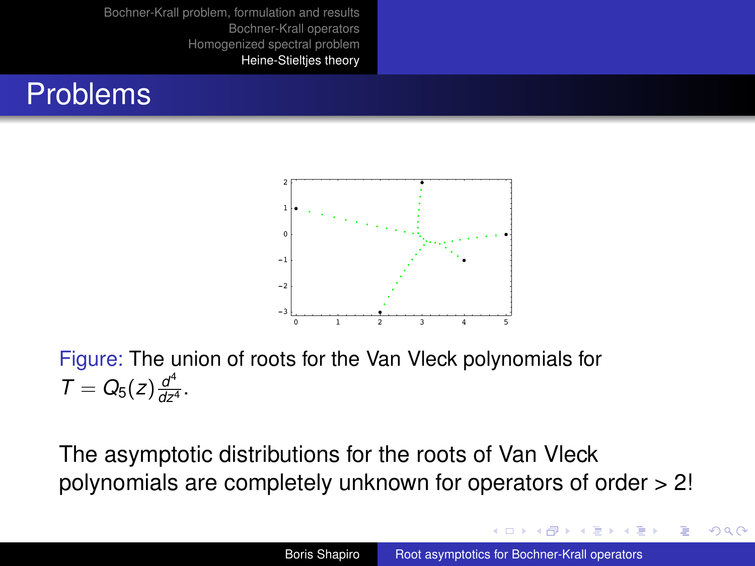# Problems

Figure: The union of roots for the Van Vleck polynomials for $T = Q_5(z)\frac{d^4}{dz^4}$.

The asymptotic distributions for the roots of Van Vleck polynomials are completely unknown for operators of order > 2!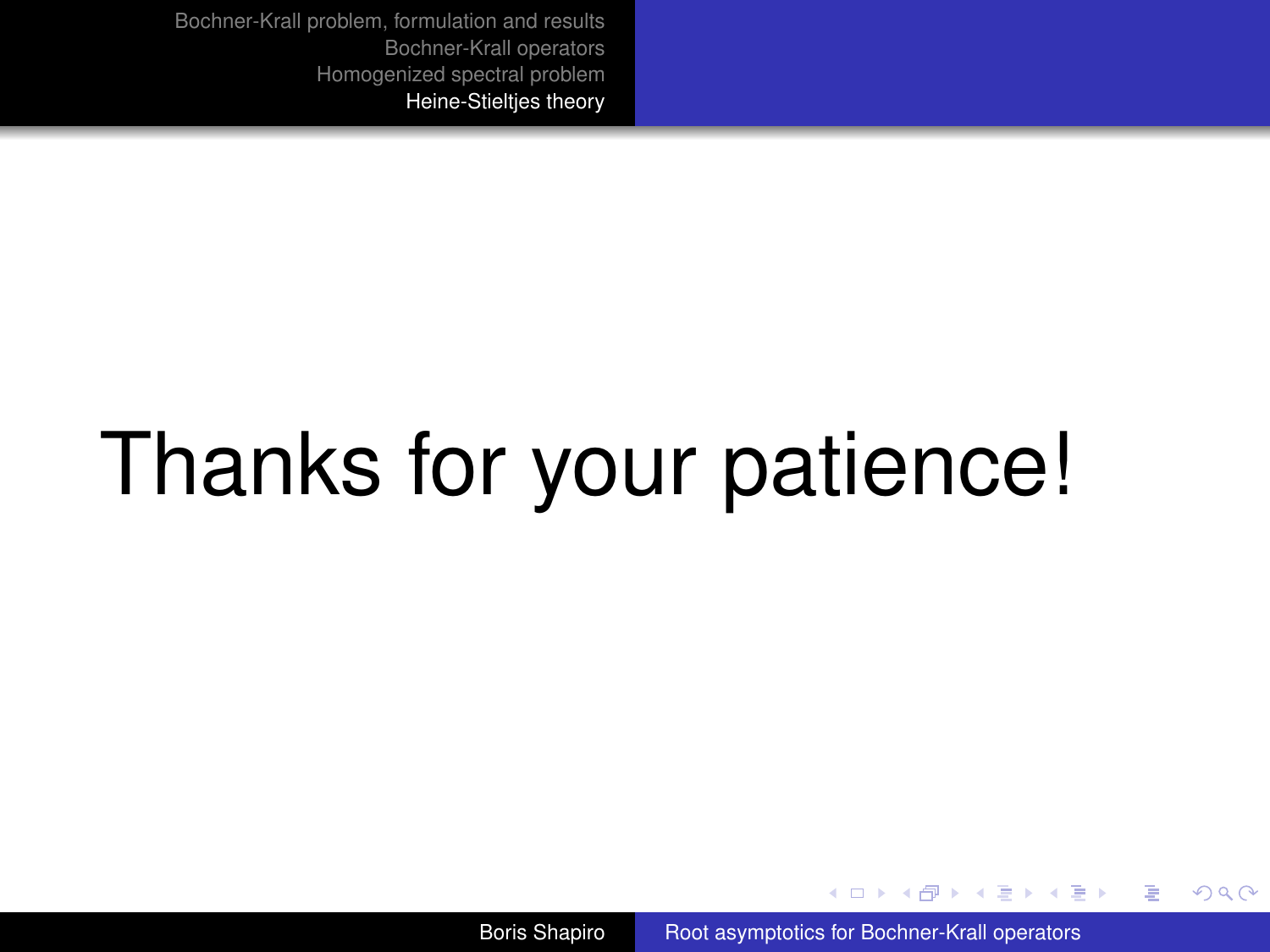Thanks for your patience!